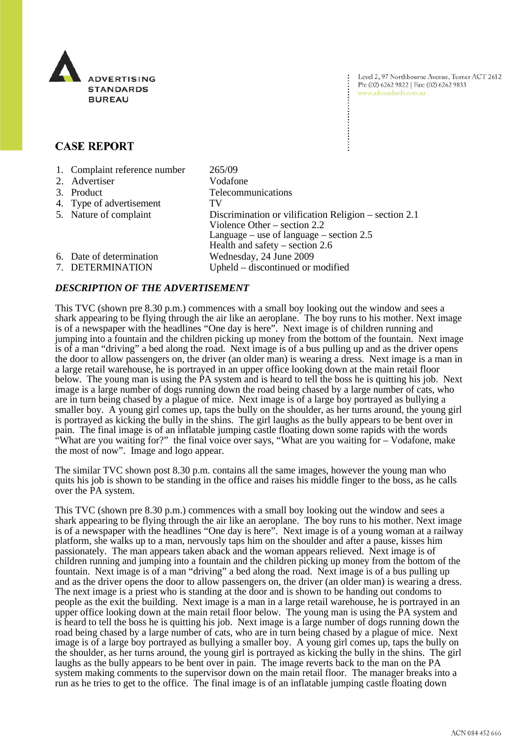ADVERTISING STANDARDS BUREAU

Level 2, 97 Northbourne Avenue, Turner ACT 2612
Ph: (02) 6262 9822 | Fax: (02) 6262 9833
www.adstandards.com.au

# CASE REPORT

| | |
|---|---|
| 1. Complaint reference number | 265/09 |
| 2. Advertiser | Vodafone |
| 3. Product | Telecommunications |
| 4. Type of advertisement | TV |
| 5. Nature of complaint | Discrimination or vilification Religion – section 2.1<br>Violence Other – section 2.2<br>Language – use of language – section 2.5<br>Health and safety – section 2.6 |
| 6. Date of determination | Wednesday, 24 June 2009 |
| 7. DETERMINATION | Upheld – discontinued or modified |

### *DESCRIPTION OF THE ADVERTISEMENT*

This TVC (shown pre 8.30 p.m.) commences with a small boy looking out the window and sees a shark appearing to be flying through the air like an aeroplane. The boy runs to his mother. Next image is of a newspaper with the headlines "One day is here". Next image is of children running and jumping into a fountain and the children picking up money from the bottom of the fountain. Next image is of a man "driving" a bed along the road. Next image is of a bus pulling up and as the driver opens the door to allow passengers on, the driver (an older man) is wearing a dress. Next image is a man in a large retail warehouse, he is portrayed in an upper office looking down at the main retail floor below. The young man is using the PA system and is heard to tell the boss he is quitting his job. Next image is a large number of dogs running down the road being chased by a large number of cats, who are in turn being chased by a plague of mice. Next image is of a large boy portrayed as bullying a smaller boy. A young girl comes up, taps the bully on the shoulder, as her turns around, the young girl is portrayed as kicking the bully in the shins. The girl laughs as the bully appears to be bent over in pain. The final image is of an inflatable jumping castle floating down some rapids with the words "What are you waiting for?" the final voice over says, "What are you waiting for – Vodafone, make the most of now". Image and logo appear.

The similar TVC shown post 8.30 p.m. contains all the same images, however the young man who quits his job is shown to be standing in the office and raises his middle finger to the boss, as he calls over the PA system.

This TVC (shown pre 8.30 p.m.) commences with a small boy looking out the window and sees a shark appearing to be flying through the air like an aeroplane. The boy runs to his mother. Next image is of a newspaper with the headlines "One day is here". Next image is of a young woman at a railway platform, she walks up to a man, nervously taps him on the shoulder and after a pause, kisses him passionately. The man appears taken aback and the woman appears relieved. Next image is of children running and jumping into a fountain and the children picking up money from the bottom of the fountain. Next image is of a man "driving" a bed along the road. Next image is of a bus pulling up and as the driver opens the door to allow passengers on, the driver (an older man) is wearing a dress. The next image is a priest who is standing at the door and is shown to be handing out condoms to people as the exit the building. Next image is a man in a large retail warehouse, he is portrayed in an upper office looking down at the main retail floor below. The young man is using the PA system and is heard to tell the boss he is quitting his job. Next image is a large number of dogs running down the road being chased by a large number of cats, who are in turn being chased by a plague of mice. Next image is of a large boy portrayed as bullying a smaller boy. A young girl comes up, taps the bully on the shoulder, as her turns around, the young girl is portrayed as kicking the bully in the shins. The girl laughs as the bully appears to be bent over in pain. The image reverts back to the man on the PA system making comments to the supervisor down on the main retail floor. The manager breaks into a run as he tries to get to the office. The final image is of an inflatable jumping castle floating down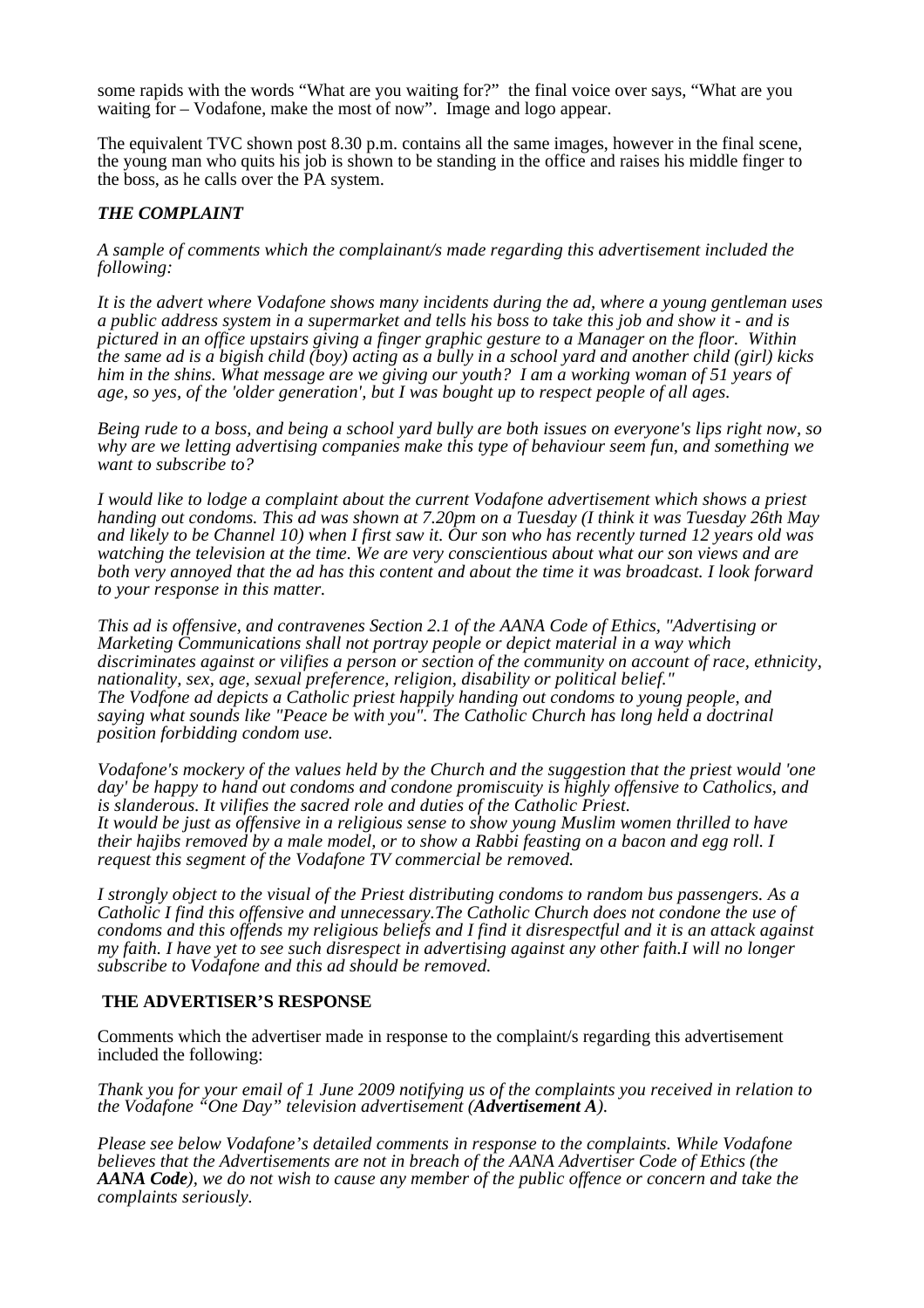some rapids with the words "What are you waiting for?" the final voice over says, "What are you waiting for – Vodafone, make the most of now". Image and logo appear.

The equivalent TVC shown post 8.30 p.m. contains all the same images, however in the final scene, the young man who quits his job is shown to be standing in the office and raises his middle finger to the boss, as he calls over the PA system.

### *THE COMPLAINT*

*A sample of comments which the complainant/s made regarding this advertisement included the following:*

*It is the advert where Vodafone shows many incidents during the ad, where a young gentleman uses a public address system in a supermarket and tells his boss to take this job and show it - and is pictured in an office upstairs giving a finger graphic gesture to a Manager on the floor. Within the same ad is a bigish child (boy) acting as a bully in a school yard and another child (girl) kicks him in the shins. What message are we giving our youth? I am a working woman of 51 years of age, so yes, of the 'older generation', but I was bought up to respect people of all ages.*

*Being rude to a boss, and being a school yard bully are both issues on everyone's lips right now, so why are we letting advertising companies make this type of behaviour seem fun, and something we want to subscribe to?*

*I would like to lodge a complaint about the current Vodafone advertisement which shows a priest handing out condoms. This ad was shown at 7.20pm on a Tuesday (I think it was Tuesday 26th May and likely to be Channel 10) when I first saw it. Our son who has recently turned 12 years old was watching the television at the time. We are very conscientious about what our son views and are both very annoyed that the ad has this content and about the time it was broadcast. I look forward to your response in this matter.*

*This ad is offensive, and contravenes Section 2.1 of the AANA Code of Ethics, "Advertising or Marketing Communications shall not portray people or depict material in a way which discriminates against or vilifies a person or section of the community on account of race, ethnicity, nationality, sex, age, sexual preference, religion, disability or political belief."*
*The Vodfone ad depicts a Catholic priest happily handing out condoms to young people, and saying what sounds like "Peace be with you". The Catholic Church has long held a doctrinal position forbidding condom use.*

*Vodafone's mockery of the values held by the Church and the suggestion that the priest would 'one day' be happy to hand out condoms and condone promiscuity is highly offensive to Catholics, and is slanderous. It vilifies the sacred role and duties of the Catholic Priest.*
*It would be just as offensive in a religious sense to show young Muslim women thrilled to have their hajibs removed by a male model, or to show a Rabbi feasting on a bacon and egg roll. I request this segment of the Vodafone TV commercial be removed.*

*I strongly object to the visual of the Priest distributing condoms to random bus passengers. As a Catholic I find this offensive and unnecessary.The Catholic Church does not condone the use of condoms and this offends my religious beliefs and I find it disrespectful and it is an attack against my faith. I have yet to see such disrespect in advertising against any other faith.I will no longer subscribe to Vodafone and this ad should be removed.*

### THE ADVERTISER'S RESPONSE

Comments which the advertiser made in response to the complaint/s regarding this advertisement included the following:

*Thank you for your email of 1 June 2009 notifying us of the complaints you received in relation to the Vodafone "One Day" television advertisement (**Advertisement A**).*

*Please see below Vodafone's detailed comments in response to the complaints. While Vodafone believes that the Advertisements are not in breach of the AANA Advertiser Code of Ethics (the **AANA Code**), we do not wish to cause any member of the public offence or concern and take the complaints seriously.*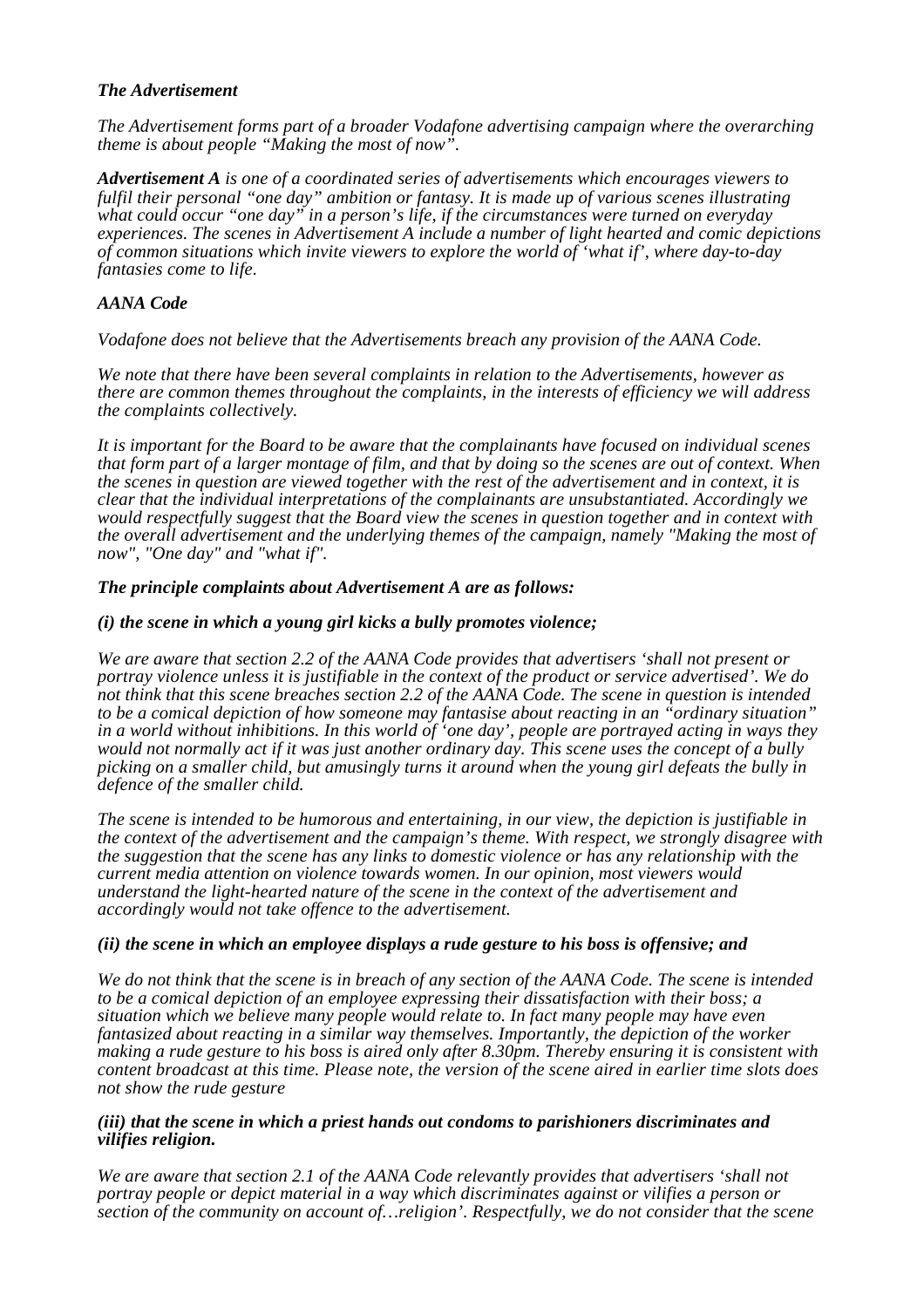***The Advertisement***

*The Advertisement forms part of a broader Vodafone advertising campaign where the overarching theme is about people "Making the most of now".*

***Advertisement A** is one of a coordinated series of advertisements which encourages viewers to fulfil their personal "one day" ambition or fantasy. It is made up of various scenes illustrating what could occur "one day" in a person's life, if the circumstances were turned on everyday experiences. The scenes in Advertisement A include a number of light hearted and comic depictions of common situations which invite viewers to explore the world of 'what if', where day-to-day fantasies come to life.*

***AANA Code***

*Vodafone does not believe that the Advertisements breach any provision of the AANA Code.*

*We note that there have been several complaints in relation to the Advertisements, however as there are common themes throughout the complaints, in the interests of efficiency we will address the complaints collectively.*

*It is important for the Board to be aware that the complainants have focused on individual scenes that form part of a larger montage of film, and that by doing so the scenes are out of context. When the scenes in question are viewed together with the rest of the advertisement and in context, it is clear that the individual interpretations of the complainants are unsubstantiated. Accordingly we would respectfully suggest that the Board view the scenes in question together and in context with the overall advertisement and the underlying themes of the campaign, namely "Making the most of now", "One day" and "what if".*

***The principle complaints about Advertisement A are as follows:***

***(i) the scene in which a young girl kicks a bully promotes violence;***

*We are aware that section 2.2 of the AANA Code provides that advertisers 'shall not present or portray violence unless it is justifiable in the context of the product or service advertised'. We do not think that this scene breaches section 2.2 of the AANA Code. The scene in question is intended to be a comical depiction of how someone may fantasise about reacting in an "ordinary situation" in a world without inhibitions. In this world of 'one day', people are portrayed acting in ways they would not normally act if it was just another ordinary day. This scene uses the concept of a bully picking on a smaller child, but amusingly turns it around when the young girl defeats the bully in defence of the smaller child.*

*The scene is intended to be humorous and entertaining, in our view, the depiction is justifiable in the context of the advertisement and the campaign's theme. With respect, we strongly disagree with the suggestion that the scene has any links to domestic violence or has any relationship with the current media attention on violence towards women. In our opinion, most viewers would understand the light-hearted nature of the scene in the context of the advertisement and accordingly would not take offence to the advertisement.*

***(ii) the scene in which an employee displays a rude gesture to his boss is offensive; and***

*We do not think that the scene is in breach of any section of the AANA Code. The scene is intended to be a comical depiction of an employee expressing their dissatisfaction with their boss; a situation which we believe many people would relate to. In fact many people may have even fantasized about reacting in a similar way themselves. Importantly, the depiction of the worker making a rude gesture to his boss is aired only after 8.30pm. Thereby ensuring it is consistent with content broadcast at this time. Please note, the version of the scene aired in earlier time slots does not show the rude gesture*

***(iii) that the scene in which a priest hands out condoms to parishioners discriminates and vilifies religion.***

*We are aware that section 2.1 of the AANA Code relevantly provides that advertisers 'shall not portray people or depict material in a way which discriminates against or vilifies a person or section of the community on account of…religion'. Respectfully, we do not consider that the scene*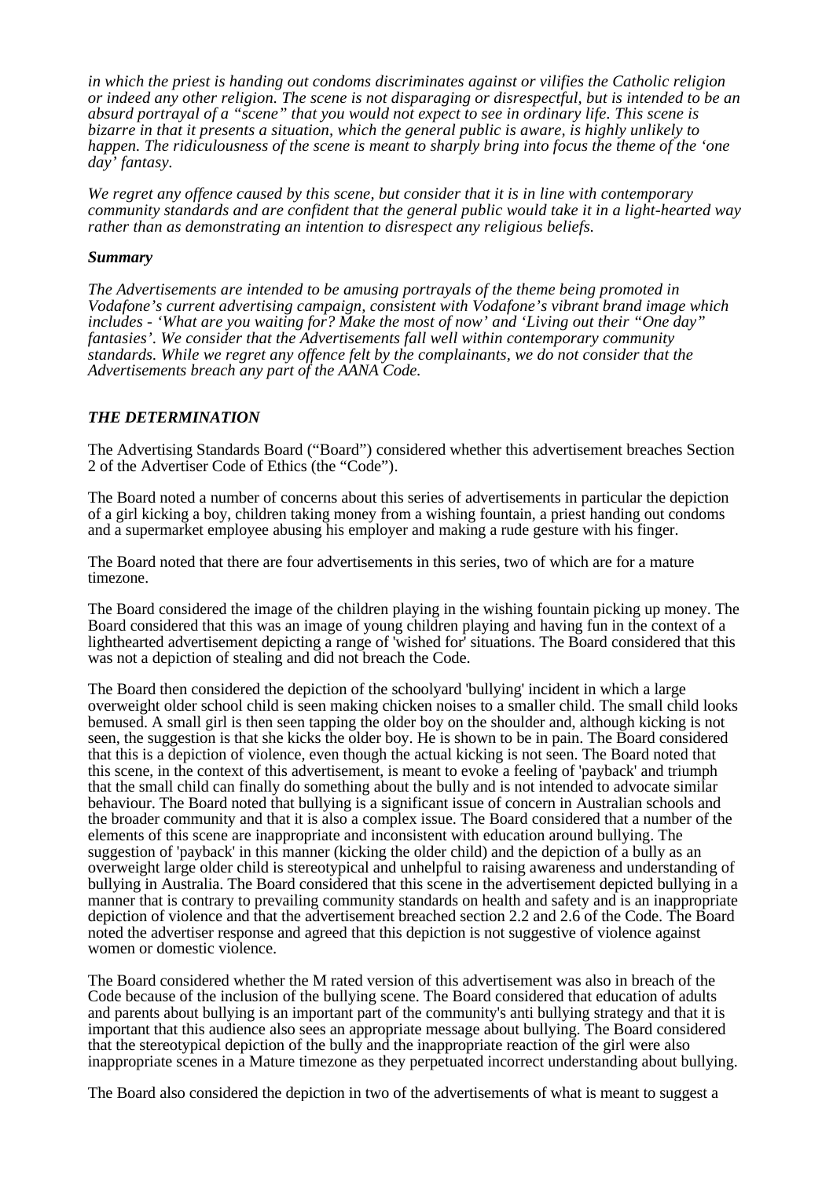*in which the priest is handing out condoms discriminates against or vilifies the Catholic religion or indeed any other religion. The scene is not disparaging or disrespectful, but is intended to be an absurd portrayal of a "scene" that you would not expect to see in ordinary life. This scene is bizarre in that it presents a situation, which the general public is aware, is highly unlikely to happen. The ridiculousness of the scene is meant to sharply bring into focus the theme of the 'one day' fantasy.*

*We regret any offence caused by this scene, but consider that it is in line with contemporary community standards and are confident that the general public would take it in a light-hearted way rather than as demonstrating an intention to disrespect any religious beliefs.*

***Summary***

*The Advertisements are intended to be amusing portrayals of the theme being promoted in Vodafone's current advertising campaign, consistent with Vodafone's vibrant brand image which includes - 'What are you waiting for? Make the most of now' and 'Living out their "One day" fantasies'. We consider that the Advertisements fall well within contemporary community standards. While we regret any offence felt by the complainants, we do not consider that the Advertisements breach any part of the AANA Code.*

***THE DETERMINATION***

The Advertising Standards Board ("Board") considered whether this advertisement breaches Section 2 of the Advertiser Code of Ethics (the "Code").

The Board noted a number of concerns about this series of advertisements in particular the depiction of a girl kicking a boy, children taking money from a wishing fountain, a priest handing out condoms and a supermarket employee abusing his employer and making a rude gesture with his finger.

The Board noted that there are four advertisements in this series, two of which are for a mature timezone.

The Board considered the image of the children playing in the wishing fountain picking up money. The Board considered that this was an image of young children playing and having fun in the context of a lighthearted advertisement depicting a range of 'wished for' situations. The Board considered that this was not a depiction of stealing and did not breach the Code.

The Board then considered the depiction of the schoolyard 'bullying' incident in which a large overweight older school child is seen making chicken noises to a smaller child. The small child looks bemused. A small girl is then seen tapping the older boy on the shoulder and, although kicking is not seen, the suggestion is that she kicks the older boy. He is shown to be in pain. The Board considered that this is a depiction of violence, even though the actual kicking is not seen. The Board noted that this scene, in the context of this advertisement, is meant to evoke a feeling of 'payback' and triumph that the small child can finally do something about the bully and is not intended to advocate similar behaviour. The Board noted that bullying is a significant issue of concern in Australian schools and the broader community and that it is also a complex issue. The Board considered that a number of the elements of this scene are inappropriate and inconsistent with education around bullying. The suggestion of 'payback' in this manner (kicking the older child) and the depiction of a bully as an overweight large older child is stereotypical and unhelpful to raising awareness and understanding of bullying in Australia. The Board considered that this scene in the advertisement depicted bullying in a manner that is contrary to prevailing community standards on health and safety and is an inappropriate depiction of violence and that the advertisement breached section 2.2 and 2.6 of the Code. The Board noted the advertiser response and agreed that this depiction is not suggestive of violence against women or domestic violence.

The Board considered whether the M rated version of this advertisement was also in breach of the Code because of the inclusion of the bullying scene. The Board considered that education of adults and parents about bullying is an important part of the community's anti bullying strategy and that it is important that this audience also sees an appropriate message about bullying. The Board considered that the stereotypical depiction of the bully and the inappropriate reaction of the girl were also inappropriate scenes in a Mature timezone as they perpetuated incorrect understanding about bullying.

The Board also considered the depiction in two of the advertisements of what is meant to suggest a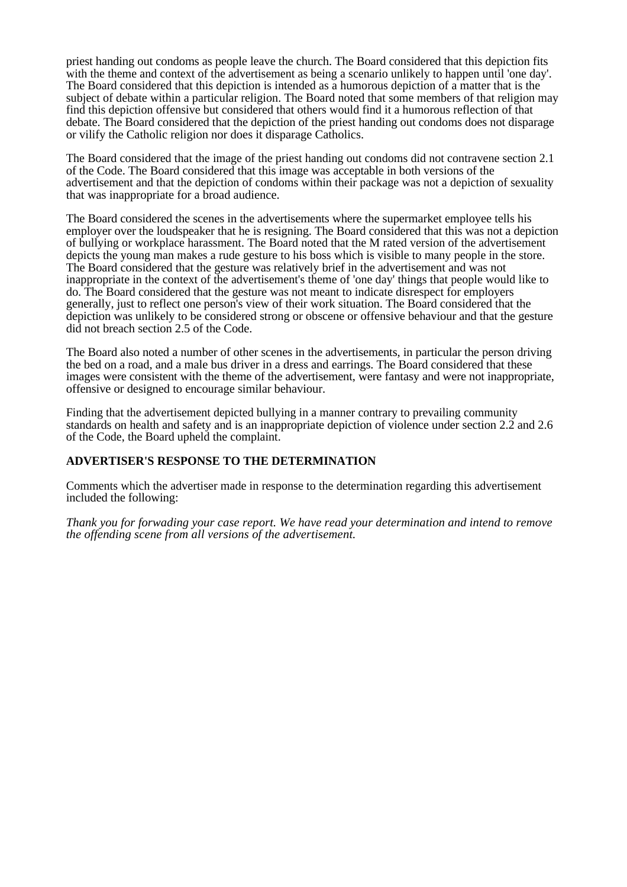priest handing out condoms as people leave the church. The Board considered that this depiction fits with the theme and context of the advertisement as being a scenario unlikely to happen until 'one day'. The Board considered that this depiction is intended as a humorous depiction of a matter that is the subject of debate within a particular religion. The Board noted that some members of that religion may find this depiction offensive but considered that others would find it a humorous reflection of that debate. The Board considered that the depiction of the priest handing out condoms does not disparage or vilify the Catholic religion nor does it disparage Catholics.

The Board considered that the image of the priest handing out condoms did not contravene section 2.1 of the Code. The Board considered that this image was acceptable in both versions of the advertisement and that the depiction of condoms within their package was not a depiction of sexuality that was inappropriate for a broad audience.

The Board considered the scenes in the advertisements where the supermarket employee tells his employer over the loudspeaker that he is resigning. The Board considered that this was not a depiction of bullying or workplace harassment. The Board noted that the M rated version of the advertisement depicts the young man makes a rude gesture to his boss which is visible to many people in the store. The Board considered that the gesture was relatively brief in the advertisement and was not inappropriate in the context of the advertisement's theme of 'one day' things that people would like to do. The Board considered that the gesture was not meant to indicate disrespect for employers generally, just to reflect one person's view of their work situation. The Board considered that the depiction was unlikely to be considered strong or obscene or offensive behaviour and that the gesture did not breach section 2.5 of the Code.

The Board also noted a number of other scenes in the advertisements, in particular the person driving the bed on a road, and a male bus driver in a dress and earrings. The Board considered that these images were consistent with the theme of the advertisement, were fantasy and were not inappropriate, offensive or designed to encourage similar behaviour.

Finding that the advertisement depicted bullying in a manner contrary to prevailing community standards on health and safety and is an inappropriate depiction of violence under section 2.2 and 2.6 of the Code, the Board upheld the complaint.

**ADVERTISER'S RESPONSE TO THE DETERMINATION**

Comments which the advertiser made in response to the determination regarding this advertisement included the following:

*Thank you for forwading your case report. We have read your determination and intend to remove the offending scene from all versions of the advertisement.*